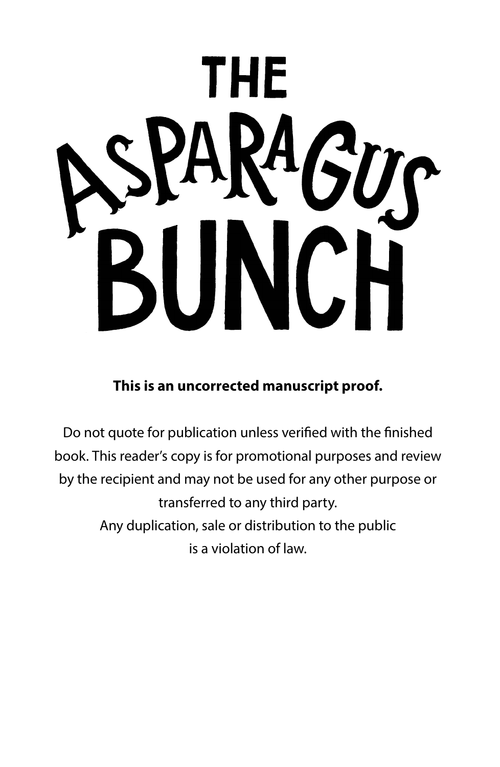# THE ASPARAGUS BUNCH

**This is an uncorrected manuscript proof.**

Do not quote for publication unless verified with the finished book. This reader's copy is for promotional purposes and review by the recipient and may not be used for any other purpose or transferred to any third party.
Any duplication, sale or distribution to the public is a violation of law.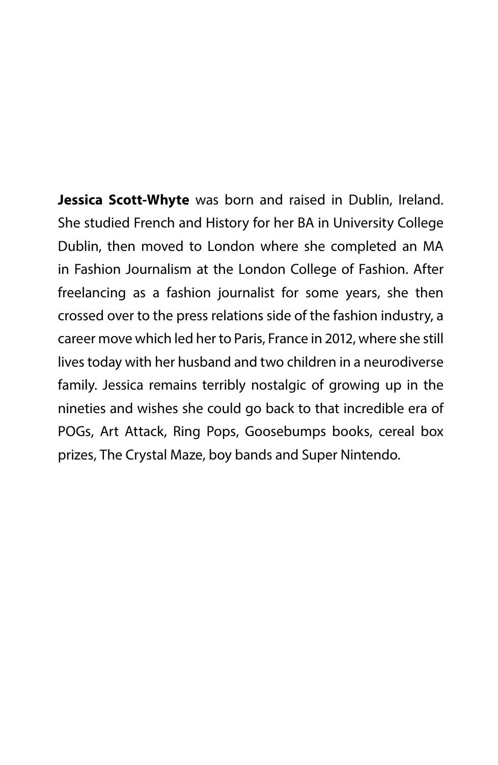**Jessica Scott-Whyte** was born and raised in Dublin, Ireland. She studied French and History for her BA in University College Dublin, then moved to London where she completed an MA in Fashion Journalism at the London College of Fashion. After freelancing as a fashion journalist for some years, she then crossed over to the press relations side of the fashion industry, a career move which led her to Paris, France in 2012, where she still lives today with her husband and two children in a neurodiverse family. Jessica remains terribly nostalgic of growing up in the nineties and wishes she could go back to that incredible era of POGs, Art Attack, Ring Pops, Goosebumps books, cereal box prizes, The Crystal Maze, boy bands and Super Nintendo.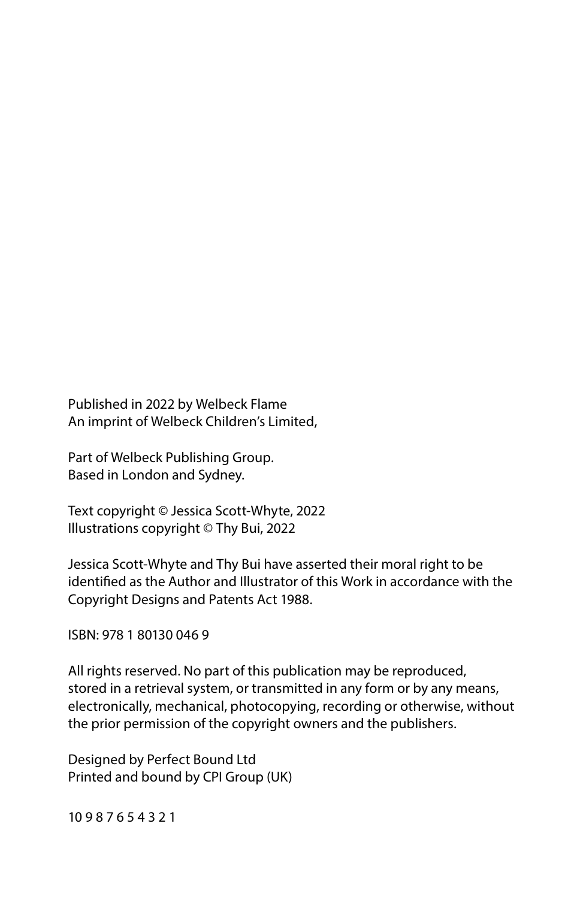Published in 2022 by Welbeck Flame
An imprint of Welbeck Children's Limited,

Part of Welbeck Publishing Group.
Based in London and Sydney.

Text copyright © Jessica Scott-Whyte, 2022
Illustrations copyright © Thy Bui, 2022

Jessica Scott-Whyte and Thy Bui have asserted their moral right to be identified as the Author and Illustrator of this Work in accordance with the Copyright Designs and Patents Act 1988.

ISBN: 978 1 80130 046 9

All rights reserved. No part of this publication may be reproduced, stored in a retrieval system, or transmitted in any form or by any means, electronically, mechanical, photocopying, recording or otherwise, without the prior permission of the copyright owners and the publishers.

Designed by Perfect Bound Ltd
Printed and bound by CPI Group (UK)

10 9 8 7 6 5 4 3 2 1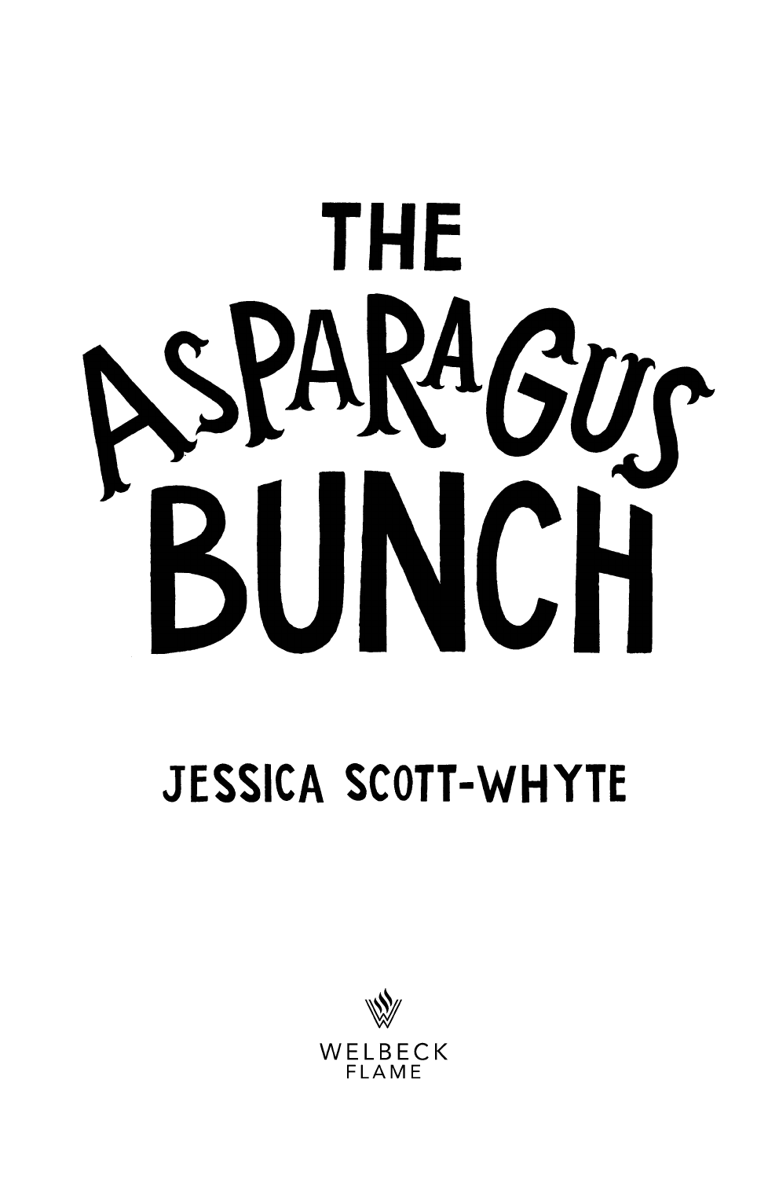# THE ASPARAGUS BUNCH

JESSICA SCOTT-WHYTE

WELBECK
FLAME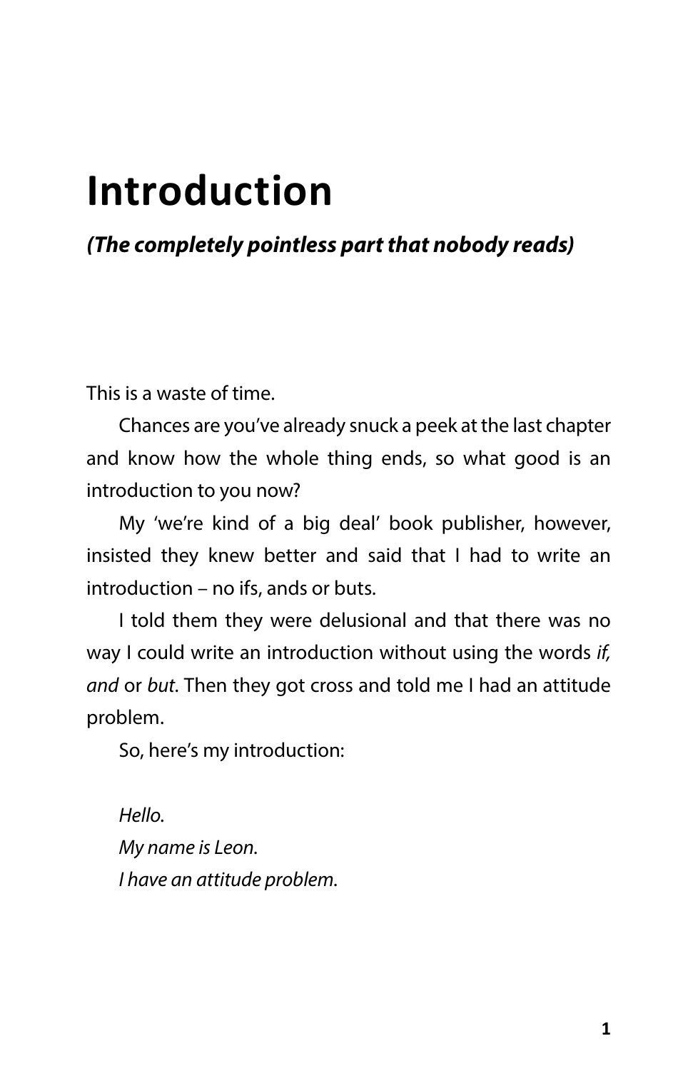# Introduction

***(The completely pointless part that nobody reads)***

This is a waste of time.

Chances are you've already snuck a peek at the last chapter and know how the whole thing ends, so what good is an introduction to you now?

My 'we're kind of a big deal' book publisher, however, insisted they knew better and said that I had to write an introduction – no ifs, ands or buts.

I told them they were delusional and that there was no way I could write an introduction without using the words *if, and* or *but*. Then they got cross and told me I had an attitude problem.

So, here's my introduction:

*Hello.*
*My name is Leon.*
*I have an attitude problem.*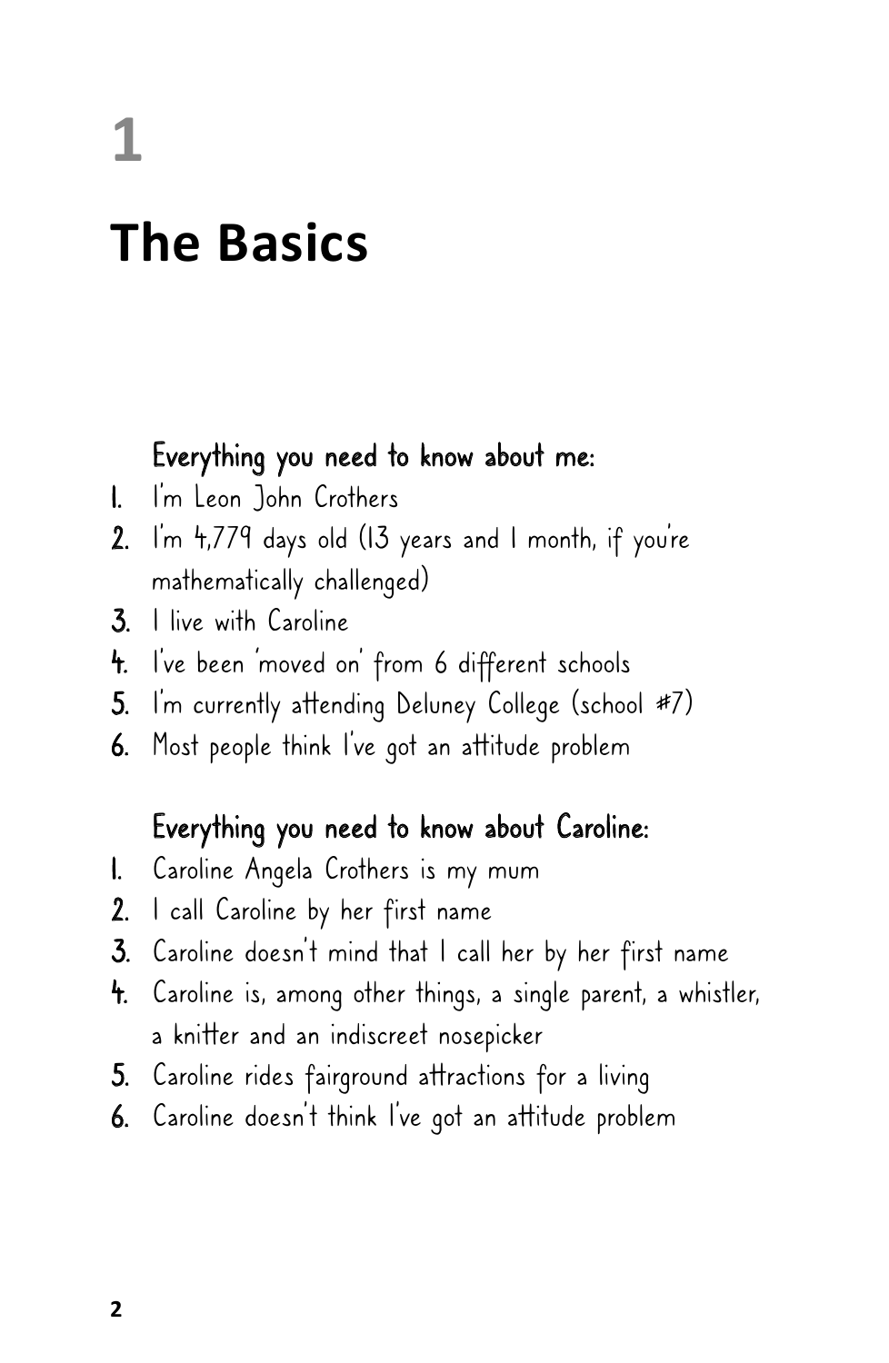# 1

# The Basics

**Everything you need to know about me:**

1. I'm Leon John Crothers
2. I'm 4,779 days old (13 years and 1 month, if you're mathematically challenged)
3. I live with Caroline
4. I've been 'moved on' from 6 different schools
5. I'm currently attending Deluney College (school #7)
6. Most people think I've got an attitude problem

**Everything you need to know about Caroline:**

1. Caroline Angela Crothers is my mum
2. I call Caroline by her first name
3. Caroline doesn't mind that I call her by her first name
4. Caroline is, among other things, a single parent, a whistler, a knitter and an indiscreet nosepicker
5. Caroline rides fairground attractions for a living
6. Caroline doesn't think I've got an attitude problem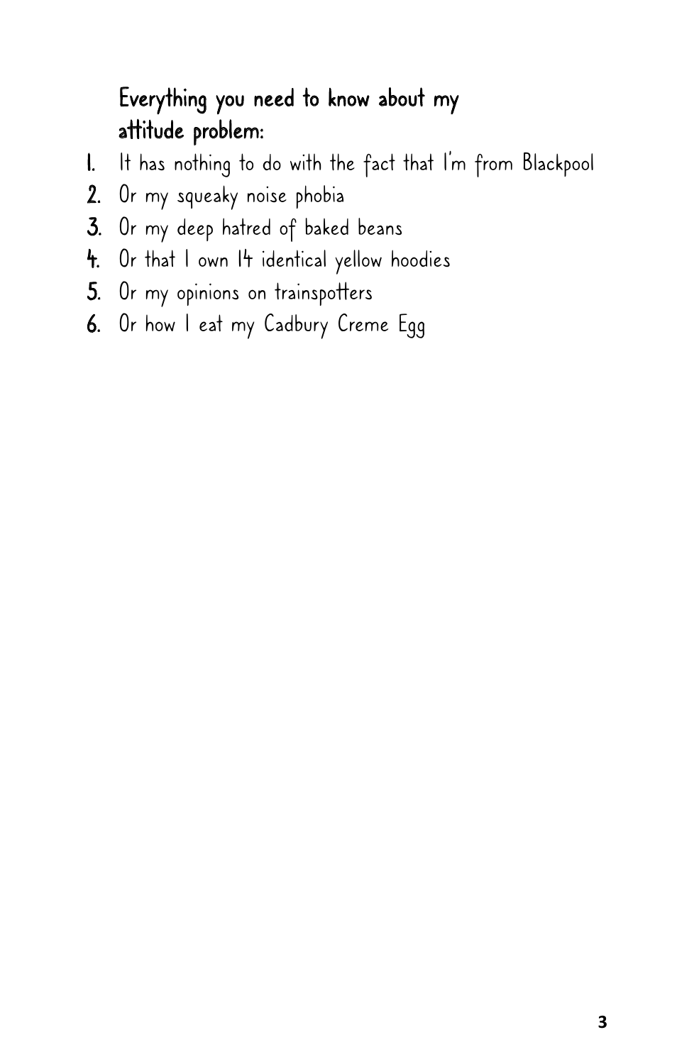**Everything you need to know about my attitude problem:**

1. It has nothing to do with the fact that I'm from Blackpool
2. Or my squeaky noise phobia
3. Or my deep hatred of baked beans
4. Or that I own 14 identical yellow hoodies
5. Or my opinions on trainspotters
6. Or how I eat my Cadbury Creme Egg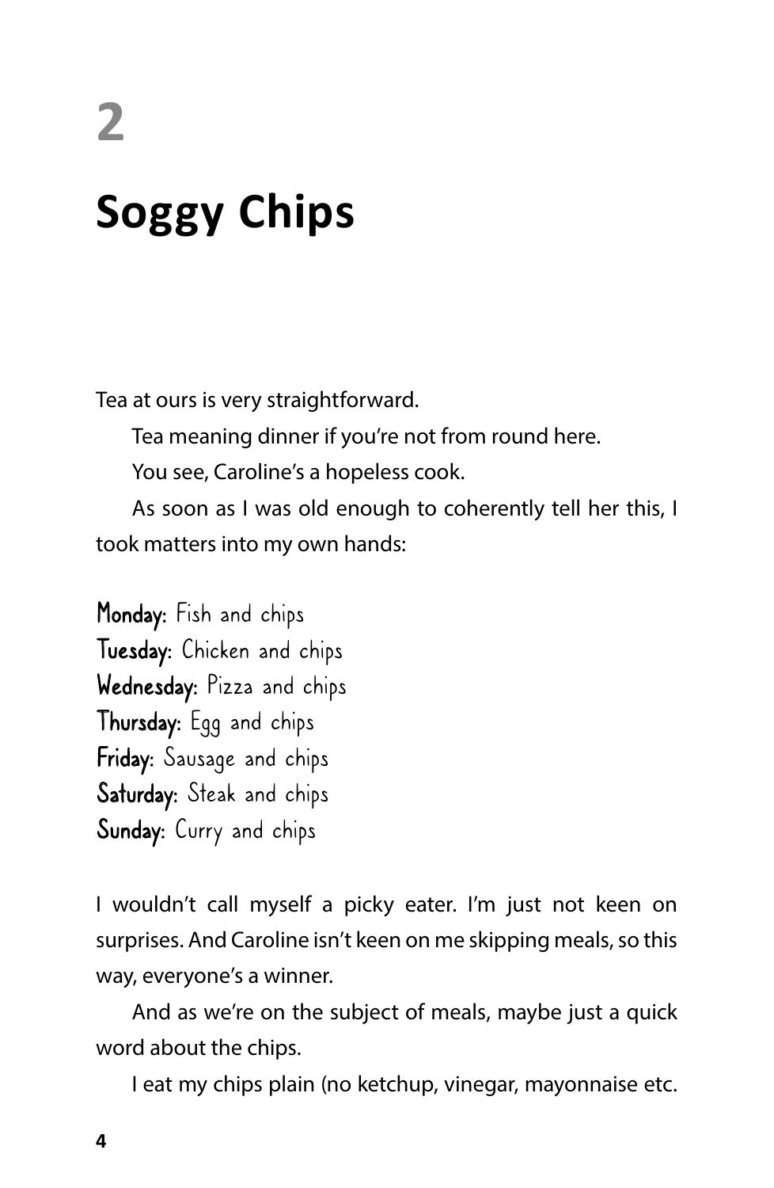# 2

# Soggy Chips

Tea at ours is very straightforward.

Tea meaning dinner if you're not from round here.

You see, Caroline's a hopeless cook.

As soon as I was old enough to coherently tell her this, I took matters into my own hands:

**Monday:** Fish and chips
**Tuesday:** Chicken and chips
**Wednesday:** Pizza and chips
**Thursday:** Egg and chips
**Friday:** Sausage and chips
**Saturday:** Steak and chips
**Sunday:** Curry and chips

I wouldn't call myself a picky eater. I'm just not keen on surprises. And Caroline isn't keen on me skipping meals, so this way, everyone's a winner.

And as we're on the subject of meals, maybe just a quick word about the chips.

I eat my chips plain (no ketchup, vinegar, mayonnaise etc.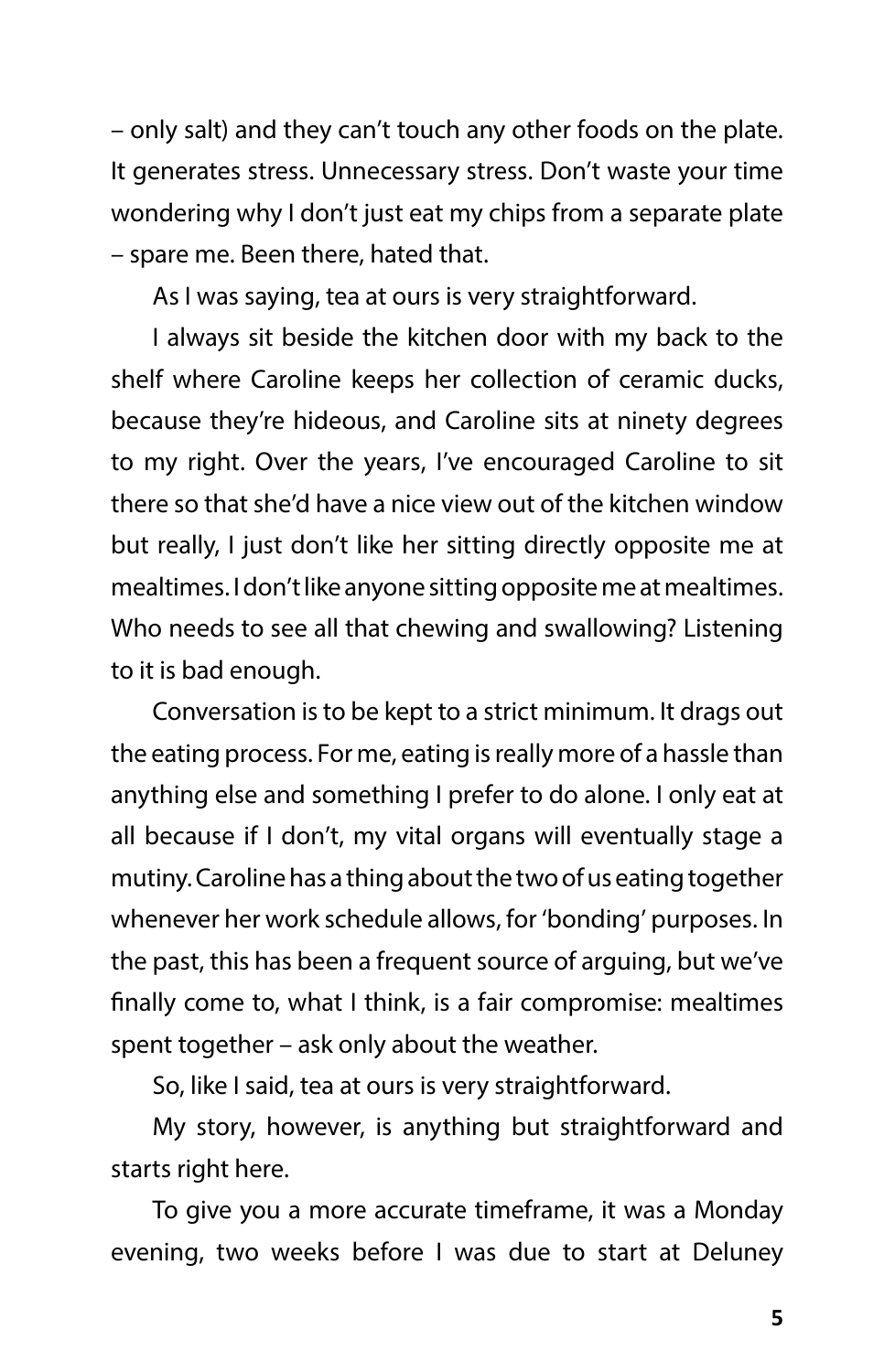– only salt) and they can't touch any other foods on the plate. It generates stress. Unnecessary stress. Don't waste your time wondering why I don't just eat my chips from a separate plate – spare me. Been there, hated that.

As I was saying, tea at ours is very straightforward.

I always sit beside the kitchen door with my back to the shelf where Caroline keeps her collection of ceramic ducks, because they're hideous, and Caroline sits at ninety degrees to my right. Over the years, I've encouraged Caroline to sit there so that she'd have a nice view out of the kitchen window but really, I just don't like her sitting directly opposite me at mealtimes. I don't like anyone sitting opposite me at mealtimes. Who needs to see all that chewing and swallowing? Listening to it is bad enough.

Conversation is to be kept to a strict minimum. It drags out the eating process. For me, eating is really more of a hassle than anything else and something I prefer to do alone. I only eat at all because if I don't, my vital organs will eventually stage a mutiny. Caroline has a thing about the two of us eating together whenever her work schedule allows, for 'bonding' purposes. In the past, this has been a frequent source of arguing, but we've finally come to, what I think, is a fair compromise: mealtimes spent together – ask only about the weather.

So, like I said, tea at ours is very straightforward.

My story, however, is anything but straightforward and starts right here.

To give you a more accurate timeframe, it was a Monday evening, two weeks before I was due to start at Deluney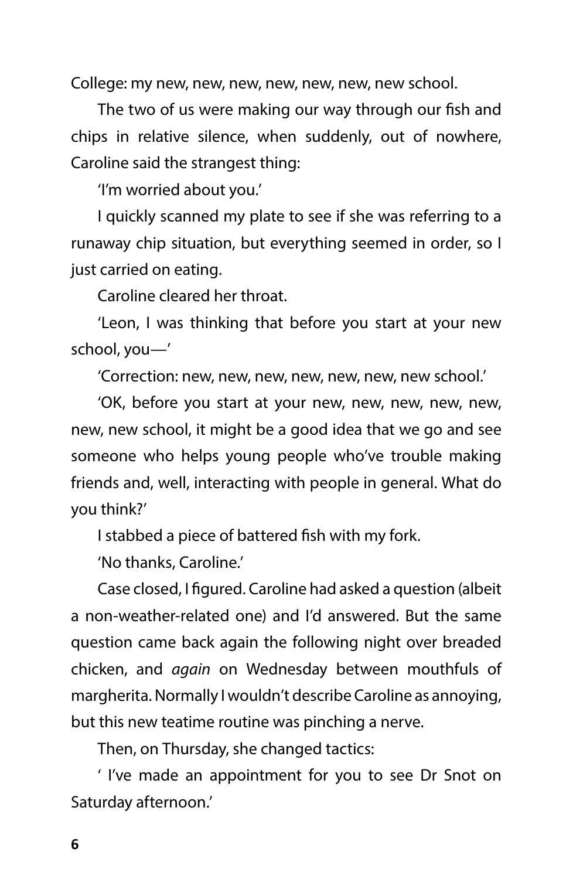College: my new, new, new, new, new, new, new school.

The two of us were making our way through our fish and chips in relative silence, when suddenly, out of nowhere, Caroline said the strangest thing:

'I'm worried about you.'

I quickly scanned my plate to see if she was referring to a runaway chip situation, but everything seemed in order, so I just carried on eating.

Caroline cleared her throat.

'Leon, I was thinking that before you start at your new school, you—'

'Correction: new, new, new, new, new, new, new school.'

'OK, before you start at your new, new, new, new, new, new, new school, it might be a good idea that we go and see someone who helps young people who've trouble making friends and, well, interacting with people in general. What do you think?'

I stabbed a piece of battered fish with my fork.

'No thanks, Caroline.'

Case closed, I figured. Caroline had asked a question (albeit a non-weather-related one) and I'd answered. But the same question came back again the following night over breaded chicken, and *again* on Wednesday between mouthfuls of margherita. Normally I wouldn't describe Caroline as annoying, but this new teatime routine was pinching a nerve.

Then, on Thursday, she changed tactics:

' I've made an appointment for you to see Dr Snot on Saturday afternoon.'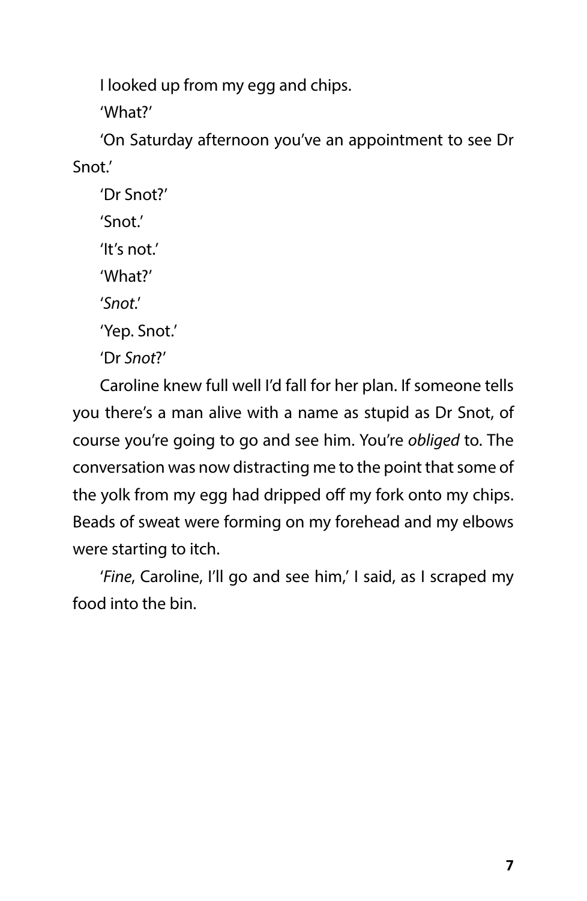I looked up from my egg and chips.

'What?'

'On Saturday afternoon you've an appointment to see Dr Snot.'

'Dr Snot?'

'Snot.'

'It's not.'

'What?'

'*Snot*.'

'Yep. Snot.'

'Dr *Snot*?'

Caroline knew full well I'd fall for her plan. If someone tells you there's a man alive with a name as stupid as Dr Snot, of course you're going to go and see him. You're *obliged* to. The conversation was now distracting me to the point that some of the yolk from my egg had dripped off my fork onto my chips. Beads of sweat were forming on my forehead and my elbows were starting to itch.

'*Fine*, Caroline, I'll go and see him,' I said, as I scraped my food into the bin.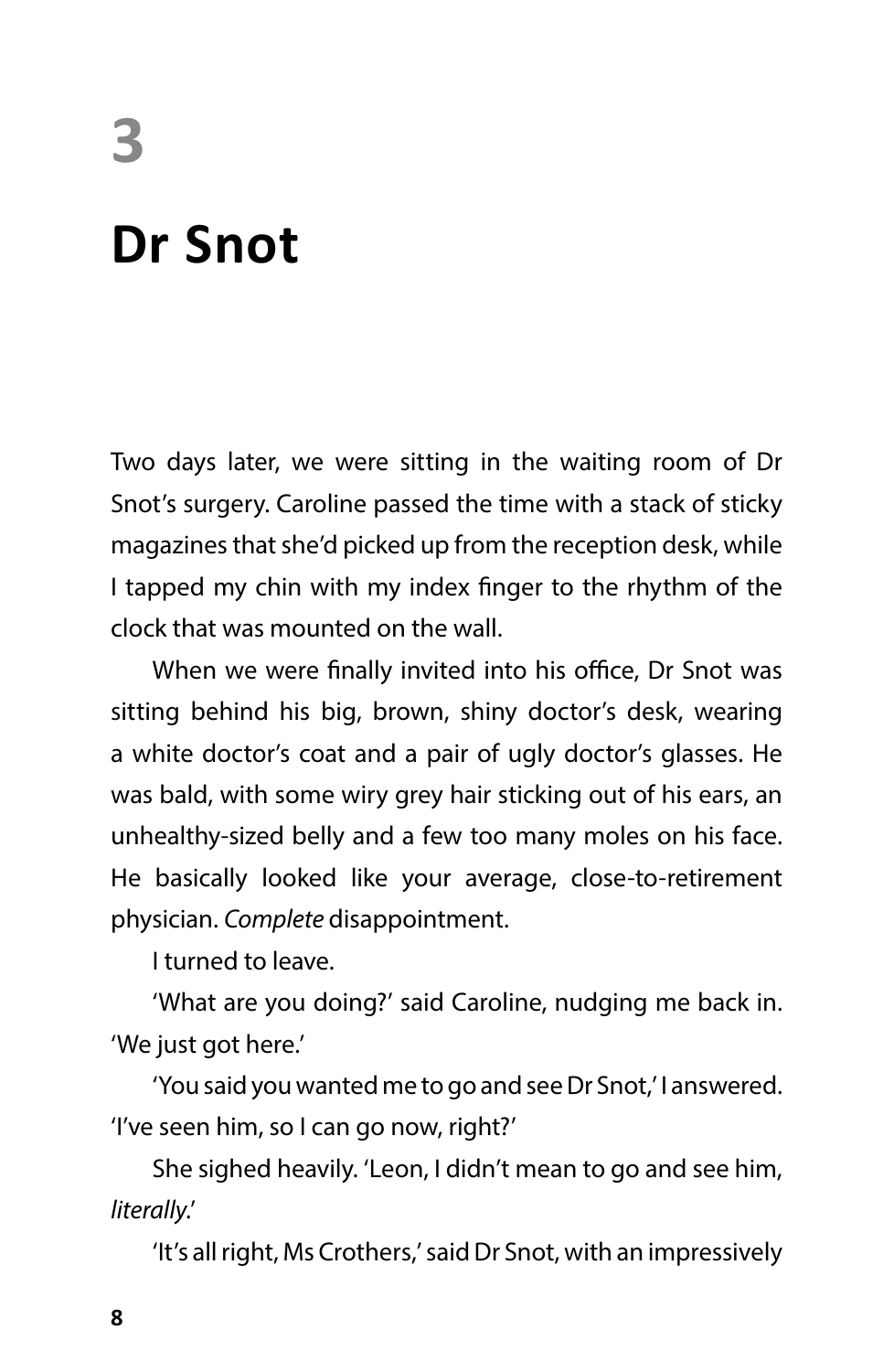# 3

# Dr Snot

Two days later, we were sitting in the waiting room of Dr Snot's surgery. Caroline passed the time with a stack of sticky magazines that she'd picked up from the reception desk, while I tapped my chin with my index finger to the rhythm of the clock that was mounted on the wall.

When we were finally invited into his office, Dr Snot was sitting behind his big, brown, shiny doctor's desk, wearing a white doctor's coat and a pair of ugly doctor's glasses. He was bald, with some wiry grey hair sticking out of his ears, an unhealthy-sized belly and a few too many moles on his face. He basically looked like your average, close-to-retirement physician. *Complete* disappointment.

I turned to leave.

'What are you doing?' said Caroline, nudging me back in. 'We just got here.'

'You said you wanted me to go and see Dr Snot,' I answered. 'I've seen him, so I can go now, right?'

She sighed heavily. 'Leon, I didn't mean to go and see him, *literally*.'

'It's all right, Ms Crothers,' said Dr Snot, with an impressively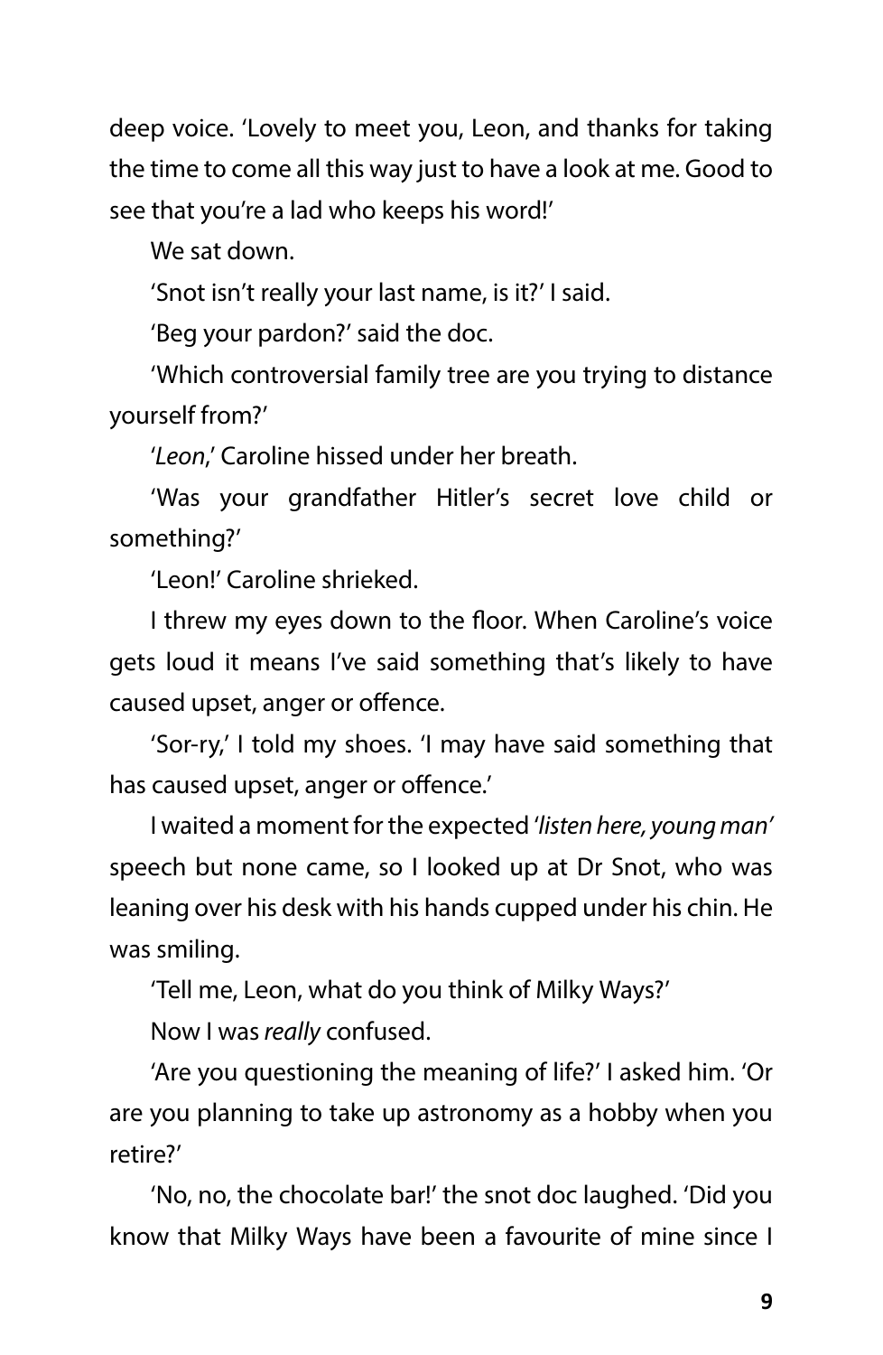deep voice. 'Lovely to meet you, Leon, and thanks for taking the time to come all this way just to have a look at me. Good to see that you're a lad who keeps his word!'

We sat down.

'Snot isn't really your last name, is it?' I said.

'Beg your pardon?' said the doc.

'Which controversial family tree are you trying to distance yourself from?'

'*Leon*,' Caroline hissed under her breath.

'Was your grandfather Hitler's secret love child or something?'

'Leon!' Caroline shrieked.

I threw my eyes down to the floor. When Caroline's voice gets loud it means I've said something that's likely to have caused upset, anger or offence.

'Sor-ry,' I told my shoes. 'I may have said something that has caused upset, anger or offence.'

I waited a moment for the expected '*listen here, young man*' speech but none came, so I looked up at Dr Snot, who was leaning over his desk with his hands cupped under his chin. He was smiling.

'Tell me, Leon, what do you think of Milky Ways?'

Now I was *really* confused.

'Are you questioning the meaning of life?' I asked him. 'Or are you planning to take up astronomy as a hobby when you retire?'

'No, no, the chocolate bar!' the snot doc laughed. 'Did you know that Milky Ways have been a favourite of mine since I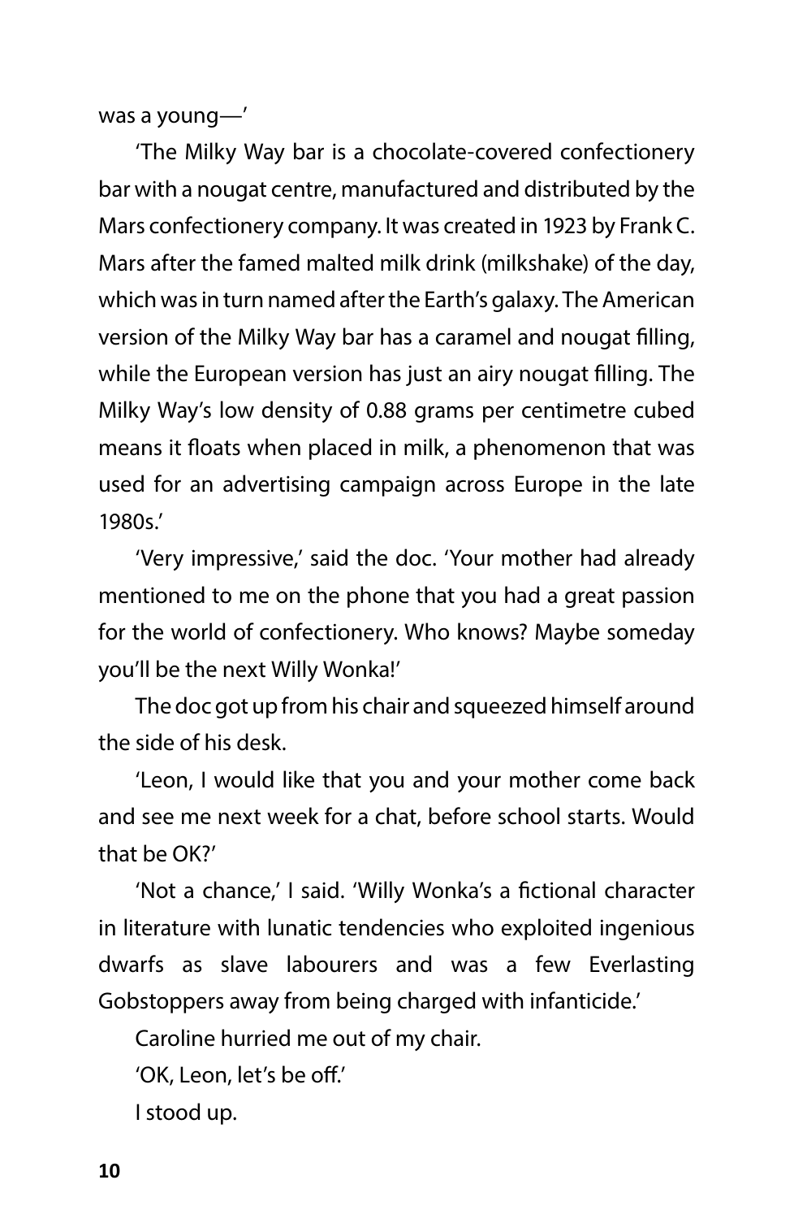was a young—'

'The Milky Way bar is a chocolate-covered confectionery bar with a nougat centre, manufactured and distributed by the Mars confectionery company. It was created in 1923 by Frank C. Mars after the famed malted milk drink (milkshake) of the day, which was in turn named after the Earth's galaxy. The American version of the Milky Way bar has a caramel and nougat filling, while the European version has just an airy nougat filling. The Milky Way's low density of 0.88 grams per centimetre cubed means it floats when placed in milk, a phenomenon that was used for an advertising campaign across Europe in the late 1980s.'

'Very impressive,' said the doc. 'Your mother had already mentioned to me on the phone that you had a great passion for the world of confectionery. Who knows? Maybe someday you'll be the next Willy Wonka!'

The doc got up from his chair and squeezed himself around the side of his desk.

'Leon, I would like that you and your mother come back and see me next week for a chat, before school starts. Would that be OK?'

'Not a chance,' I said. 'Willy Wonka's a fictional character in literature with lunatic tendencies who exploited ingenious dwarfs as slave labourers and was a few Everlasting Gobstoppers away from being charged with infanticide.'

Caroline hurried me out of my chair.

'OK, Leon, let's be off.'

I stood up.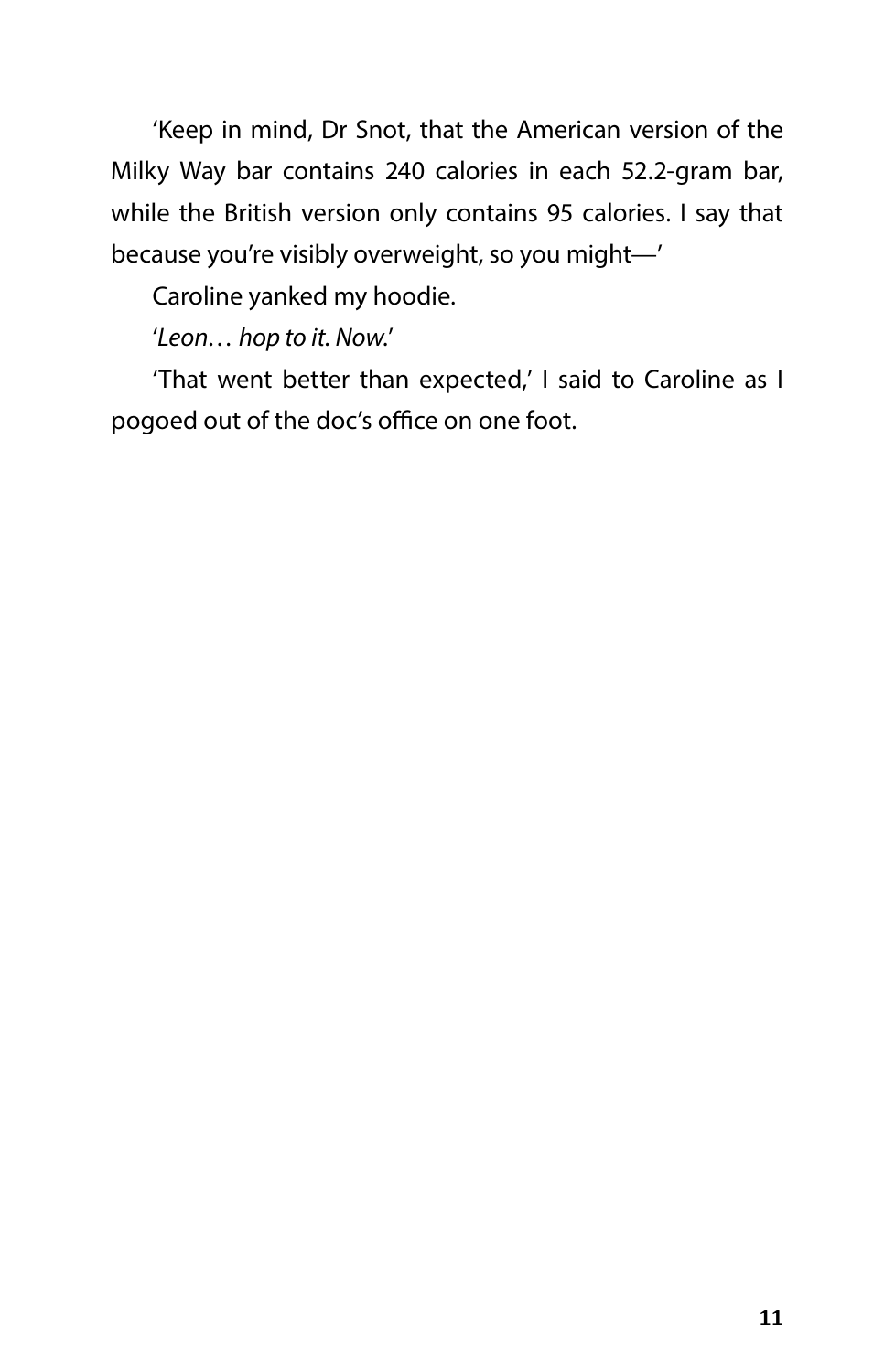‘Keep in mind, Dr Snot, that the American version of the Milky Way bar contains 240 calories in each 52.2-gram bar, while the British version only contains 95 calories. I say that because you’re visibly overweight, so you might—’

Caroline yanked my hoodie.

‘*Leon… hop to it. Now.*’

‘That went better than expected,’ I said to Caroline as I pogoed out of the doc’s office on one foot.